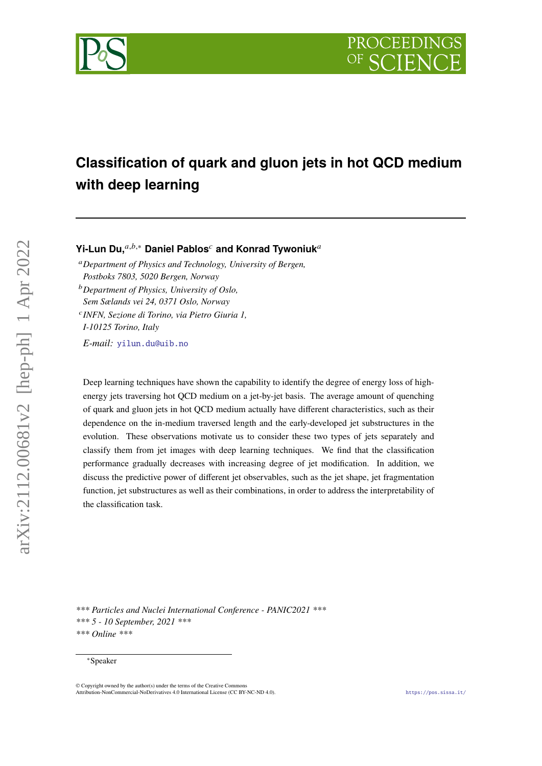# Classification of quark and gluon jets in hot QCD medium with deep learning

**Yi-Lun Du,**[a,b,*] **Daniel Pablos**[c] **and Konrad Tywoniuk**[a]

[a] *Department of Physics and Technology, University of Bergen, Postboks 7803, 5020 Bergen, Norway*

[b] *Department of Physics, University of Oslo, Sem Sælands vei 24, 0371 Oslo, Norway*

[c] *INFN, Sezione di Torino, via Pietro Giuria 1, I-10125 Torino, Italy*

*E-mail:* yilun.du@uib.no

Deep learning techniques have shown the capability to identify the degree of energy loss of high-energy jets traversing hot QCD medium on a jet-by-jet basis. The average amount of quenching of quark and gluon jets in hot QCD medium actually have different characteristics, such as their dependence on the in-medium traversed length and the early-developed jet substructures in the evolution. These observations motivate us to consider these two types of jets separately and classify them from jet images with deep learning techniques. We find that the classification performance gradually decreases with increasing degree of jet modification. In addition, we discuss the predictive power of different jet observables, such as the jet shape, jet fragmentation function, jet substructures as well as their combinations, in order to address the interpretability of the classification task.

*\*\*\* Particles and Nuclei International Conference - PANIC2021 \*\*\**
*\*\*\* 5 - 10 September, 2021 \*\*\**
*\*\*\* Online \*\*\**

[*] Speaker

© Copyright owned by the author(s) under the terms of the Creative Commons Attribution-NonCommercial-NoDerivatives 4.0 International License (CC BY-NC-ND 4.0).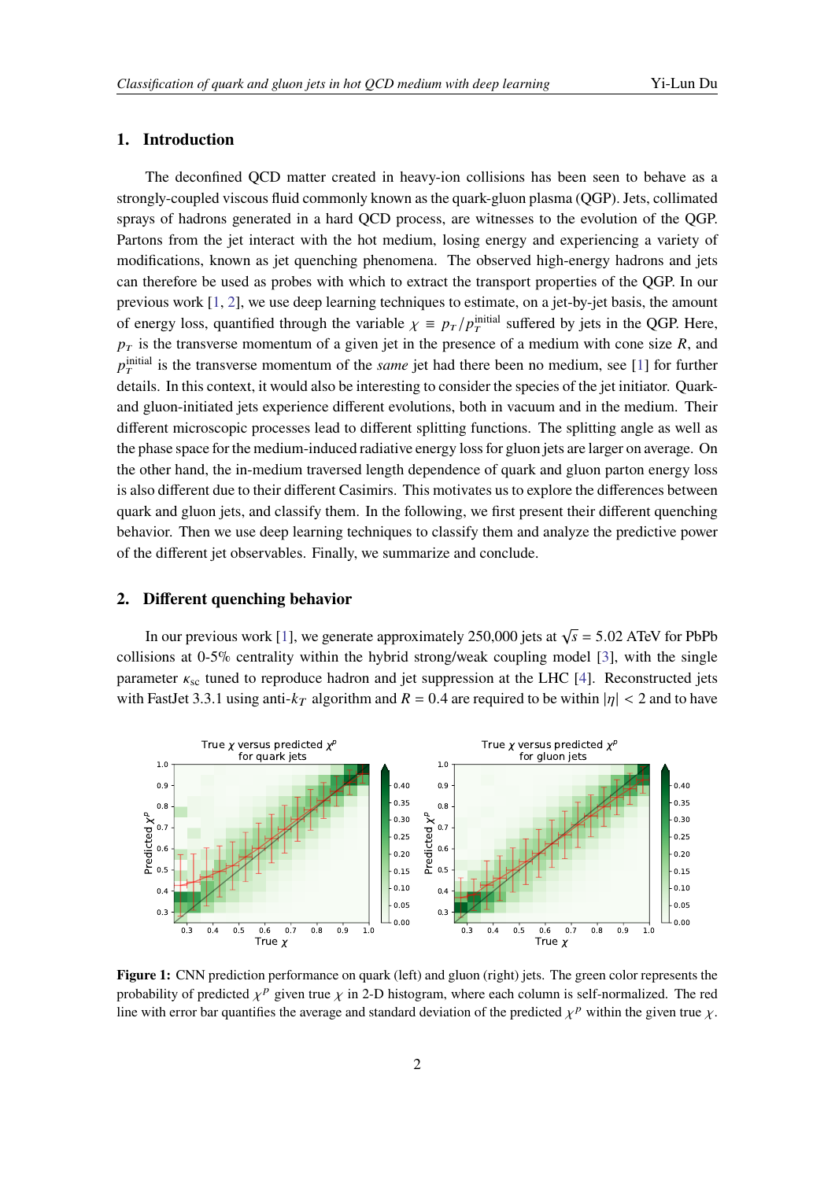## 1. Introduction

The deconfined QCD matter created in heavy-ion collisions has been seen to behave as a strongly-coupled viscous fluid commonly known as the quark-gluon plasma (QGP). Jets, collimated sprays of hadrons generated in a hard QCD process, are witnesses to the evolution of the QGP. Partons from the jet interact with the hot medium, losing energy and experiencing a variety of modifications, known as jet quenching phenomena. The observed high-energy hadrons and jets can therefore be used as probes with which to extract the transport properties of the QGP. In our previous work [1, 2], we use deep learning techniques to estimate, on a jet-by-jet basis, the amount of energy loss, quantified through the variable $\chi \equiv p_T/p_T^{\text{initial}}$ suffered by jets in the QGP. Here, $p_T$ is the transverse momentum of a given jet in the presence of a medium with cone size $R$, and $p_T^{\text{initial}}$ is the transverse momentum of the *same* jet had there been no medium, see [1] for further details. In this context, it would also be interesting to consider the species of the jet initiator. Quark- and gluon-initiated jets experience different evolutions, both in vacuum and in the medium. Their different microscopic processes lead to different splitting functions. The splitting angle as well as the phase space for the medium-induced radiative energy loss for gluon jets are larger on average. On the other hand, the in-medium traversed length dependence of quark and gluon parton energy loss is also different due to their different Casimirs. This motivates us to explore the differences between quark and gluon jets, and classify them. In the following, we first present their different quenching behavior. Then we use deep learning techniques to classify them and analyze the predictive power of the different jet observables. Finally, we summarize and conclude.

## 2. Different quenching behavior

In our previous work [1], we generate approximately 250,000 jets at $\sqrt{s} = 5.02$ ATeV for PbPb collisions at 0-5% centrality within the hybrid strong/weak coupling model [3], with the single parameter $\kappa_{\text{sc}}$ tuned to reproduce hadron and jet suppression at the LHC [4]. Reconstructed jets with FastJet 3.3.1 using anti-$k_T$ algorithm and $R = 0.4$ are required to be within $|\eta| < 2$ and to have

**Figure 1:** CNN prediction performance on quark (left) and gluon (right) jets. The green color represents the probability of predicted $\chi^p$ given true $\chi$ in 2-D histogram, where each column is self-normalized. The red line with error bar quantifies the average and standard deviation of the predicted $\chi^p$ within the given true $\chi$.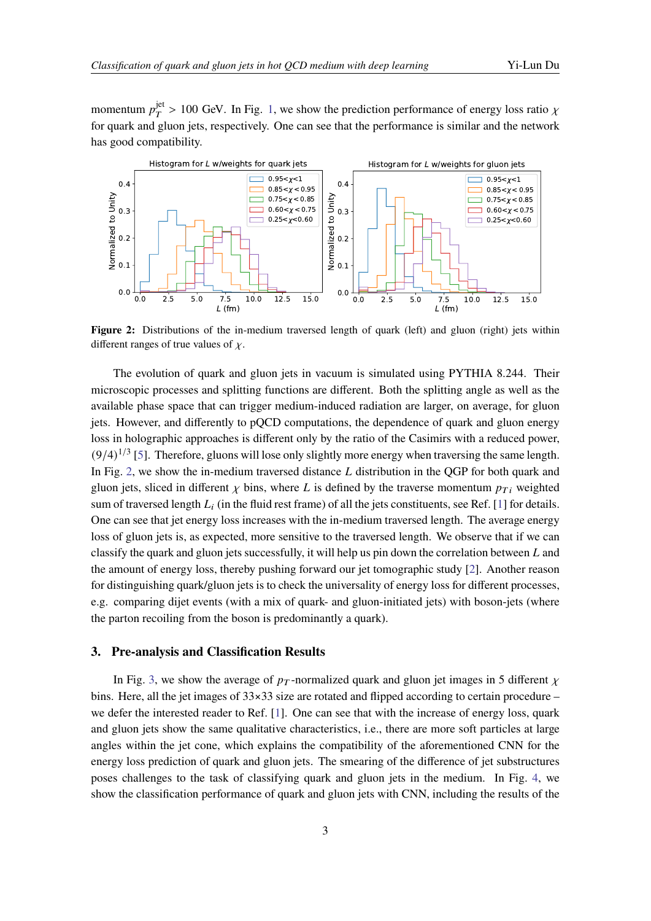momentum $p_T^{\rm jet} > 100$ GeV. In Fig. 1, we show the prediction performance of energy loss ratio $\chi$ for quark and gluon jets, respectively. One can see that the performance is similar and the network has good compatibility.

**Figure 2:** Distributions of the in-medium traversed length of quark (left) and gluon (right) jets within different ranges of true values of $\chi$.

The evolution of quark and gluon jets in vacuum is simulated using PYTHIA 8.244. Their microscopic processes and splitting functions are different. Both the splitting angle as well as the available phase space that can trigger medium-induced radiation are larger, on average, for gluon jets. However, and differently to pQCD computations, the dependence of quark and gluon energy loss in holographic approaches is different only by the ratio of the Casimirs with a reduced power, $(9/4)^{1/3}$ [5]. Therefore, gluons will lose only slightly more energy when traversing the same length. In Fig. 2, we show the in-medium traversed distance $L$ distribution in the QGP for both quark and gluon jets, sliced in different $\chi$ bins, where $L$ is defined by the traverse momentum $p_{Ti}$ weighted sum of traversed length $L_i$ (in the fluid rest frame) of all the jets constituents, see Ref. [1] for details. One can see that jet energy loss increases with the in-medium traversed length. The average energy loss of gluon jets is, as expected, more sensitive to the traversed length. We observe that if we can classify the quark and gluon jets successfully, it will help us pin down the correlation between $L$ and the amount of energy loss, thereby pushing forward our jet tomographic study [2]. Another reason for distinguishing quark/gluon jets is to check the universality of energy loss for different processes, e.g. comparing dijet events (with a mix of quark- and gluon-initiated jets) with boson-jets (where the parton recoiling from the boson is predominantly a quark).

## 3. Pre-analysis and Classification Results

In Fig. 3, we show the average of $p_T$-normalized quark and gluon jet images in 5 different $\chi$ bins. Here, all the jet images of 33×33 size are rotated and flipped according to certain procedure – we defer the interested reader to Ref. [1]. One can see that with the increase of energy loss, quark and gluon jets show the same qualitative characteristics, i.e., there are more soft particles at large angles within the jet cone, which explains the compatibility of the aforementioned CNN for the energy loss prediction of quark and gluon jets. The smearing of the difference of jet substructures poses challenges to the task of classifying quark and gluon jets in the medium. In Fig. 4, we show the classification performance of quark and gluon jets with CNN, including the results of the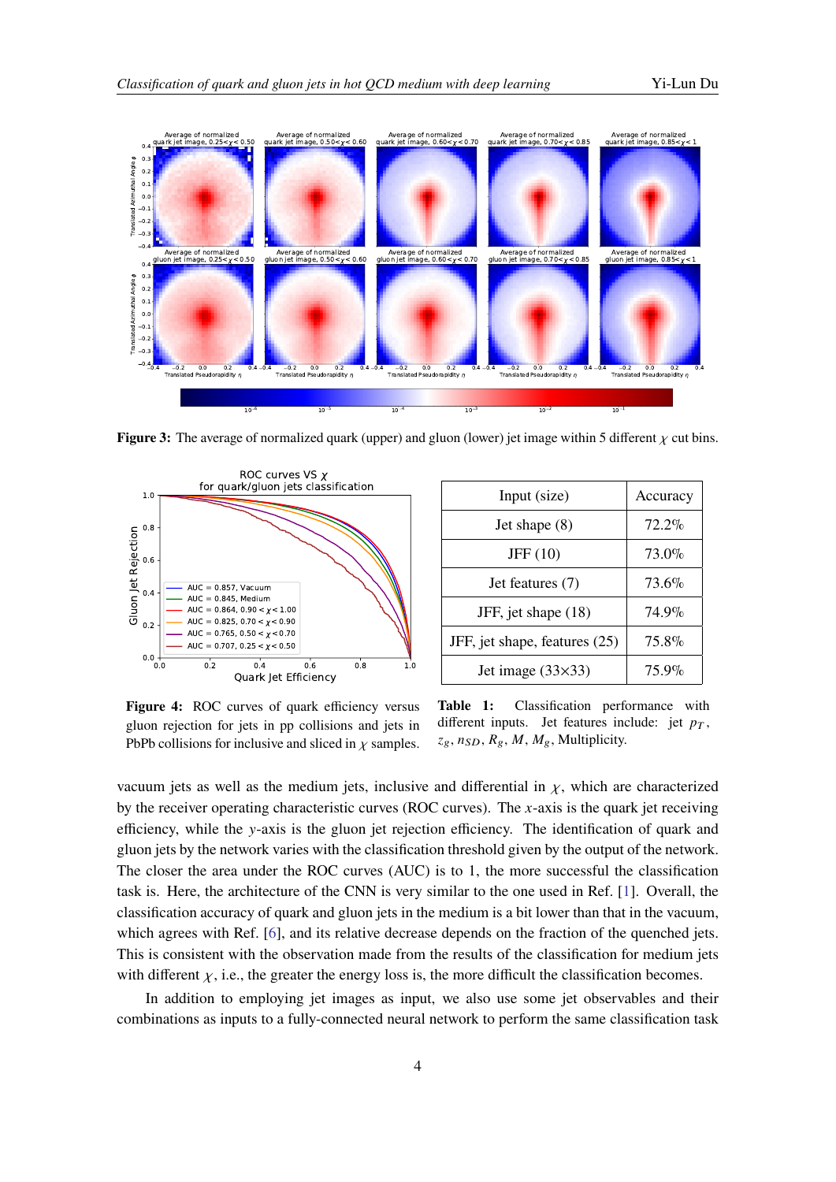Figure 3: The average of normalized quark (upper) and gluon (lower) jet image within 5 different $\chi$ cut bins.

Figure 4: ROC curves of quark efficiency versus gluon rejection for jets in pp collisions and jets in PbPb collisions for inclusive and sliced in $\chi$ samples.

| Input (size) | Accuracy |
|---|---|
| Jet shape (8) | 72.2% |
| JFF (10) | 73.0% |
| Jet features (7) | 73.6% |
| JFF, jet shape (18) | 74.9% |
| JFF, jet shape, features (25) | 75.8% |
| Jet image (33×33) | 75.9% |

**Table 1:** Classification performance with different inputs. Jet features include: jet $p_T$, $z_g$, $n_{SD}$, $R_g$, $M$, $M_g$, Multiplicity.

vacuum jets as well as the medium jets, inclusive and differential in $\chi$, which are characterized by the receiver operating characteristic curves (ROC curves). The $x$-axis is the quark jet receiving efficiency, while the $y$-axis is the gluon jet rejection efficiency. The identification of quark and gluon jets by the network varies with the classification threshold given by the output of the network. The closer the area under the ROC curves (AUC) is to 1, the more successful the classification task is. Here, the architecture of the CNN is very similar to the one used in Ref. [1]. Overall, the classification accuracy of quark and gluon jets in the medium is a bit lower than that in the vacuum, which agrees with Ref. [6], and its relative decrease depends on the fraction of the quenched jets. This is consistent with the observation made from the results of the classification for medium jets with different $\chi$, i.e., the greater the energy loss is, the more difficult the classification becomes.

In addition to employing jet images as input, we also use some jet observables and their combinations as inputs to a fully-connected neural network to perform the same classification task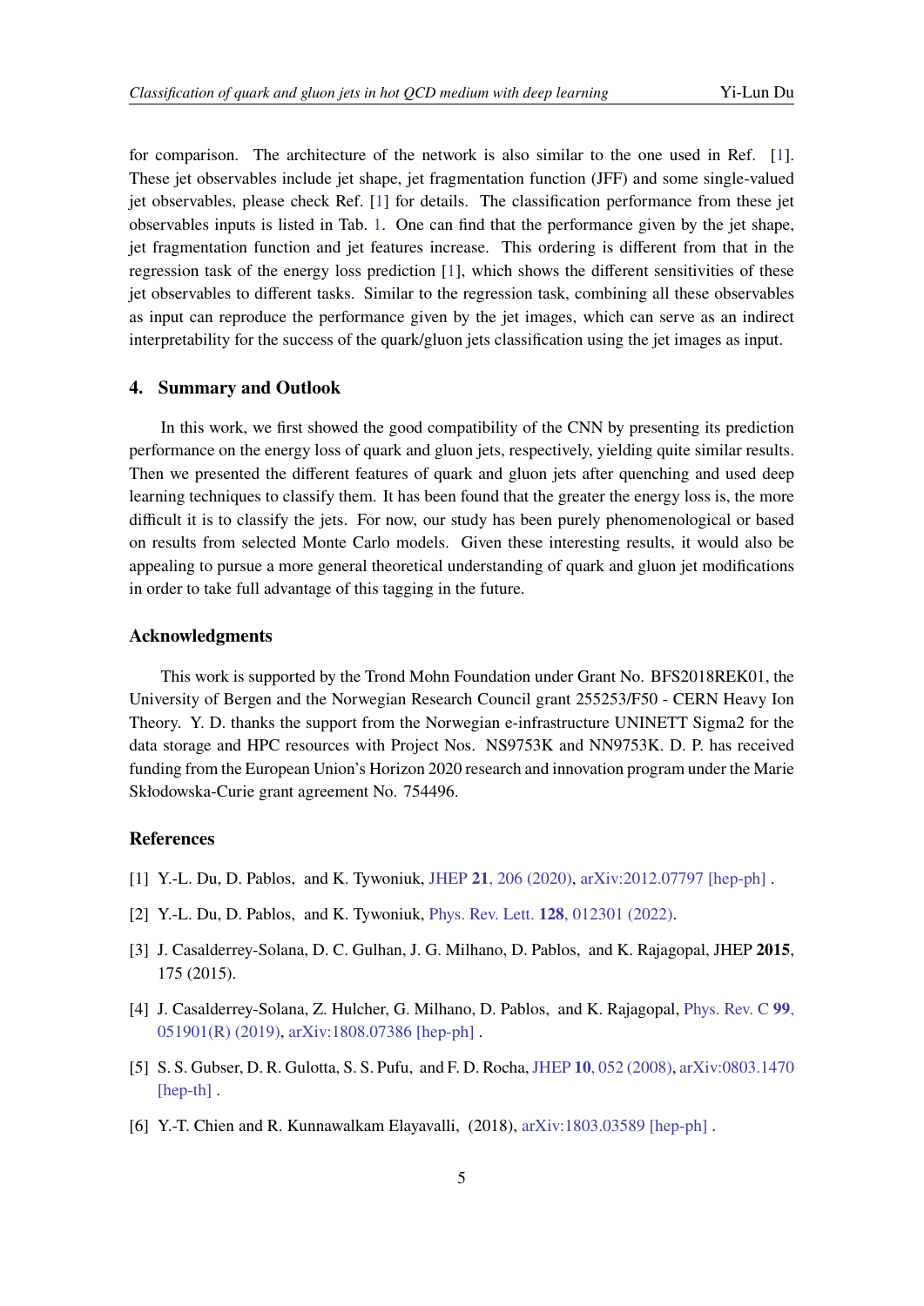for comparison. The architecture of the network is also similar to the one used in Ref. [1]. These jet observables include jet shape, jet fragmentation function (JFF) and some single-valued jet observables, please check Ref. [1] for details. The classification performance from these jet observables inputs is listed in Tab. 1. One can find that the performance given by the jet shape, jet fragmentation function and jet features increase. This ordering is different from that in the regression task of the energy loss prediction [1], which shows the different sensitivities of these jet observables to different tasks. Similar to the regression task, combining all these observables as input can reproduce the performance given by the jet images, which can serve as an indirect interpretability for the success of the quark/gluon jets classification using the jet images as input.

## 4. Summary and Outlook

In this work, we first showed the good compatibility of the CNN by presenting its prediction performance on the energy loss of quark and gluon jets, respectively, yielding quite similar results. Then we presented the different features of quark and gluon jets after quenching and used deep learning techniques to classify them. It has been found that the greater the energy loss is, the more difficult it is to classify the jets. For now, our study has been purely phenomenological or based on results from selected Monte Carlo models. Given these interesting results, it would also be appealing to pursue a more general theoretical understanding of quark and gluon jet modifications in order to take full advantage of this tagging in the future.

## Acknowledgments

This work is supported by the Trond Mohn Foundation under Grant No. BFS2018REK01, the University of Bergen and the Norwegian Research Council grant 255253/F50 - CERN Heavy Ion Theory. Y. D. thanks the support from the Norwegian e-infrastructure UNINETT Sigma2 for the data storage and HPC resources with Project Nos. NS9753K and NN9753K. D. P. has received funding from the European Union's Horizon 2020 research and innovation program under the Marie Skłodowska-Curie grant agreement No. 754496.

## References

[1] Y.-L. Du, D. Pablos, and K. Tywoniuk, JHEP **21**, 206 (2020), arXiv:2012.07797 [hep-ph] .

[2] Y.-L. Du, D. Pablos, and K. Tywoniuk, Phys. Rev. Lett. **128**, 012301 (2022).

[3] J. Casalderrey-Solana, D. C. Gulhan, J. G. Milhano, D. Pablos, and K. Rajagopal, JHEP **2015**, 175 (2015).

[4] J. Casalderrey-Solana, Z. Hulcher, G. Milhano, D. Pablos, and K. Rajagopal, Phys. Rev. C **99**, 051901(R) (2019), arXiv:1808.07386 [hep-ph] .

[5] S. S. Gubser, D. R. Gulotta, S. S. Pufu, and F. D. Rocha, JHEP **10**, 052 (2008), arXiv:0803.1470 [hep-th] .

[6] Y.-T. Chien and R. Kunnawalkam Elayavalli, (2018), arXiv:1803.03589 [hep-ph] .